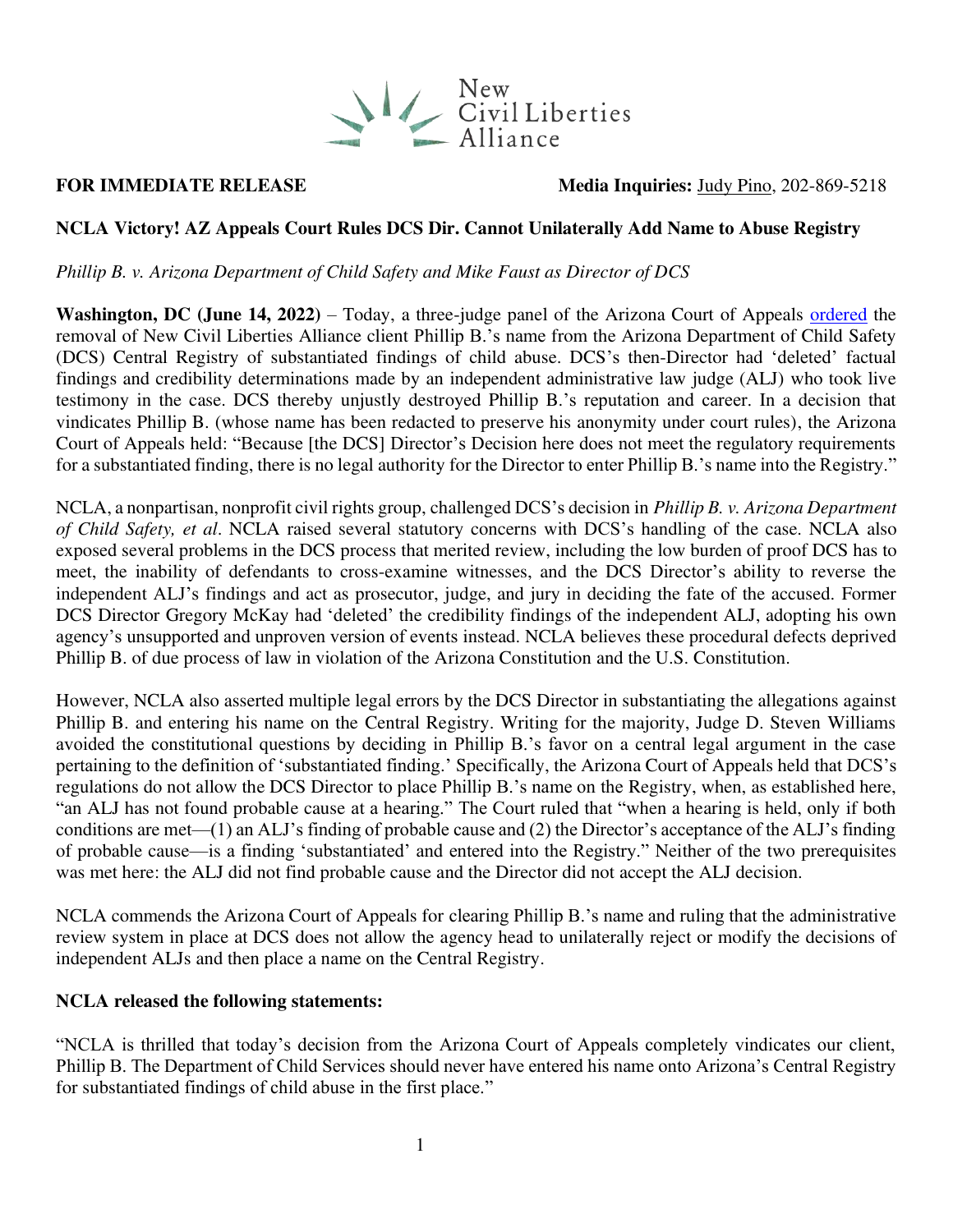New Civil Liberties Alliance

**FOR IMMEDIATE RELEASE** **Media Inquiries:** Judy Pino, 202-869-5218

**NCLA Victory! AZ Appeals Court Rules DCS Dir. Cannot Unilaterally Add Name to Abuse Registry**

*Phillip B. v. Arizona Department of Child Safety and Mike Faust as Director of DCS*

**Washington, DC (June 14, 2022)** – Today, a three-judge panel of the Arizona Court of Appeals ordered the removal of New Civil Liberties Alliance client Phillip B.'s name from the Arizona Department of Child Safety (DCS) Central Registry of substantiated findings of child abuse. DCS's then-Director had 'deleted' factual findings and credibility determinations made by an independent administrative law judge (ALJ) who took live testimony in the case. DCS thereby unjustly destroyed Phillip B.'s reputation and career. In a decision that vindicates Phillip B. (whose name has been redacted to preserve his anonymity under court rules), the Arizona Court of Appeals held: "Because [the DCS] Director's Decision here does not meet the regulatory requirements for a substantiated finding, there is no legal authority for the Director to enter Phillip B.'s name into the Registry."

NCLA, a nonpartisan, nonprofit civil rights group, challenged DCS's decision in *Phillip B. v. Arizona Department of Child Safety, et al*. NCLA raised several statutory concerns with DCS's handling of the case. NCLA also exposed several problems in the DCS process that merited review, including the low burden of proof DCS has to meet, the inability of defendants to cross-examine witnesses, and the DCS Director's ability to reverse the independent ALJ's findings and act as prosecutor, judge, and jury in deciding the fate of the accused. Former DCS Director Gregory McKay had 'deleted' the credibility findings of the independent ALJ, adopting his own agency's unsupported and unproven version of events instead. NCLA believes these procedural defects deprived Phillip B. of due process of law in violation of the Arizona Constitution and the U.S. Constitution.

However, NCLA also asserted multiple legal errors by the DCS Director in substantiating the allegations against Phillip B. and entering his name on the Central Registry. Writing for the majority, Judge D. Steven Williams avoided the constitutional questions by deciding in Phillip B.'s favor on a central legal argument in the case pertaining to the definition of 'substantiated finding.' Specifically, the Arizona Court of Appeals held that DCS's regulations do not allow the DCS Director to place Phillip B.'s name on the Registry, when, as established here, "an ALJ has not found probable cause at a hearing." The Court ruled that "when a hearing is held, only if both conditions are met—(1) an ALJ's finding of probable cause and (2) the Director's acceptance of the ALJ's finding of probable cause—is a finding 'substantiated' and entered into the Registry." Neither of the two prerequisites was met here: the ALJ did not find probable cause and the Director did not accept the ALJ decision.

NCLA commends the Arizona Court of Appeals for clearing Phillip B.'s name and ruling that the administrative review system in place at DCS does not allow the agency head to unilaterally reject or modify the decisions of independent ALJs and then place a name on the Central Registry.

**NCLA released the following statements:**

"NCLA is thrilled that today's decision from the Arizona Court of Appeals completely vindicates our client, Phillip B. The Department of Child Services should never have entered his name onto Arizona's Central Registry for substantiated findings of child abuse in the first place."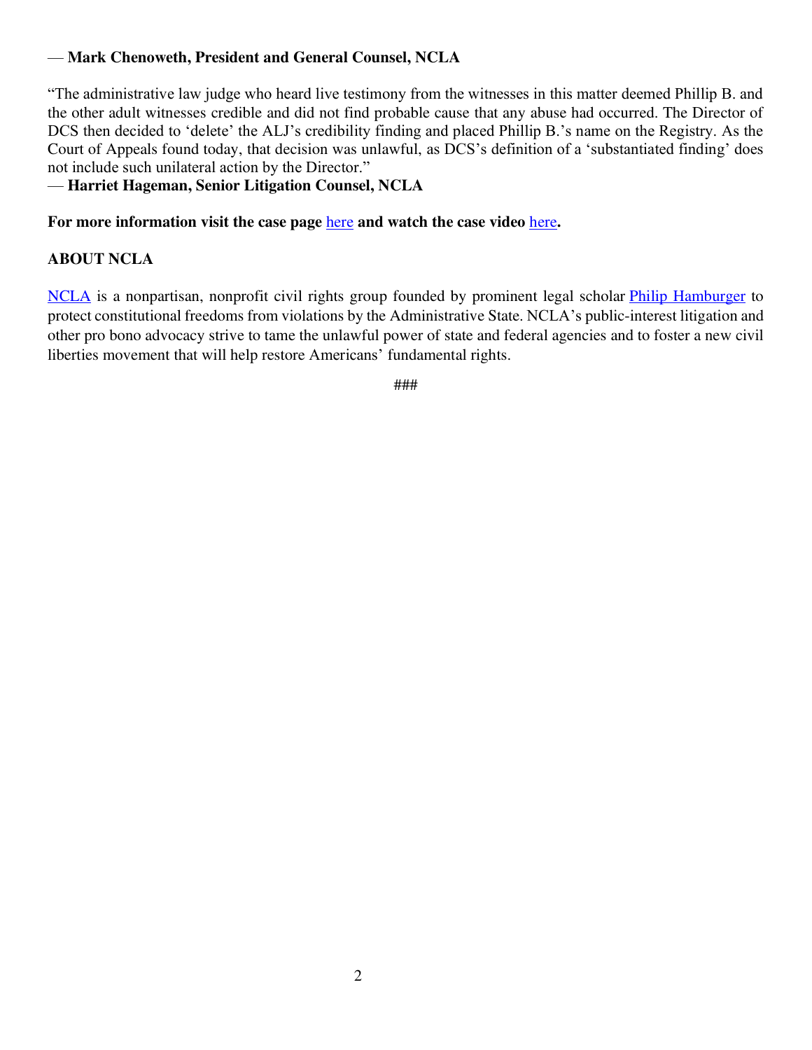— **Mark Chenoweth, President and General Counsel, NCLA**

"The administrative law judge who heard live testimony from the witnesses in this matter deemed Phillip B. and the other adult witnesses credible and did not find probable cause that any abuse had occurred. The Director of DCS then decided to 'delete' the ALJ's credibility finding and placed Phillip B.'s name on the Registry. As the Court of Appeals found today, that decision was unlawful, as DCS's definition of a 'substantiated finding' does not include such unilateral action by the Director."
— **Harriet Hageman, Senior Litigation Counsel, NCLA**

**For more information visit the case page here and watch the case video here.**

**ABOUT NCLA**

NCLA is a nonpartisan, nonprofit civil rights group founded by prominent legal scholar Philip Hamburger to protect constitutional freedoms from violations by the Administrative State. NCLA's public-interest litigation and other pro bono advocacy strive to tame the unlawful power of state and federal agencies and to foster a new civil liberties movement that will help restore Americans' fundamental rights.

###